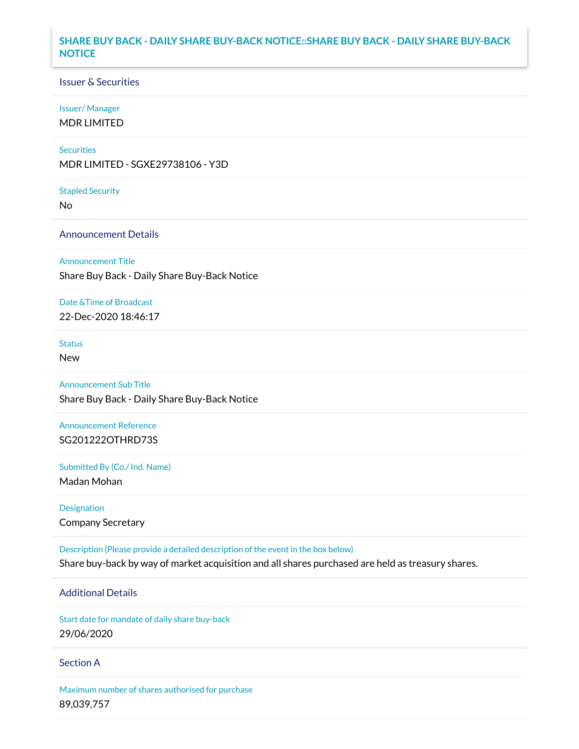# SHARE BUY BACK - DAILY SHARE BUY-BACK NOTICE::SHARE BUY BACK - DAILY SHARE BUY-BACK NOTICE

## Issuer & Securities

**Issuer/ Manager**

MDR LIMITED

**Securities**

MDR LIMITED - SGXE29738106 - Y3D

**Stapled Security**

No

## Announcement Details

**Announcement Title**

Share Buy Back - Daily Share Buy-Back Notice

**Date &Time of Broadcast**

22-Dec-2020 18:46:17

**Status**

New

**Announcement Sub Title**

Share Buy Back - Daily Share Buy-Back Notice

**Announcement Reference**

SG201222OTHRD73S

**Submitted By (Co./ Ind. Name)**

Madan Mohan

**Designation**

Company Secretary

**Description (Please provide a detailed description of the event in the box below)**

Share buy-back by way of market acquisition and all shares purchased are held as treasury shares.

## Additional Details

**Start date for mandate of daily share buy-back**

29/06/2020

## Section A

**Maximum number of shares authorised for purchase**

89,039,757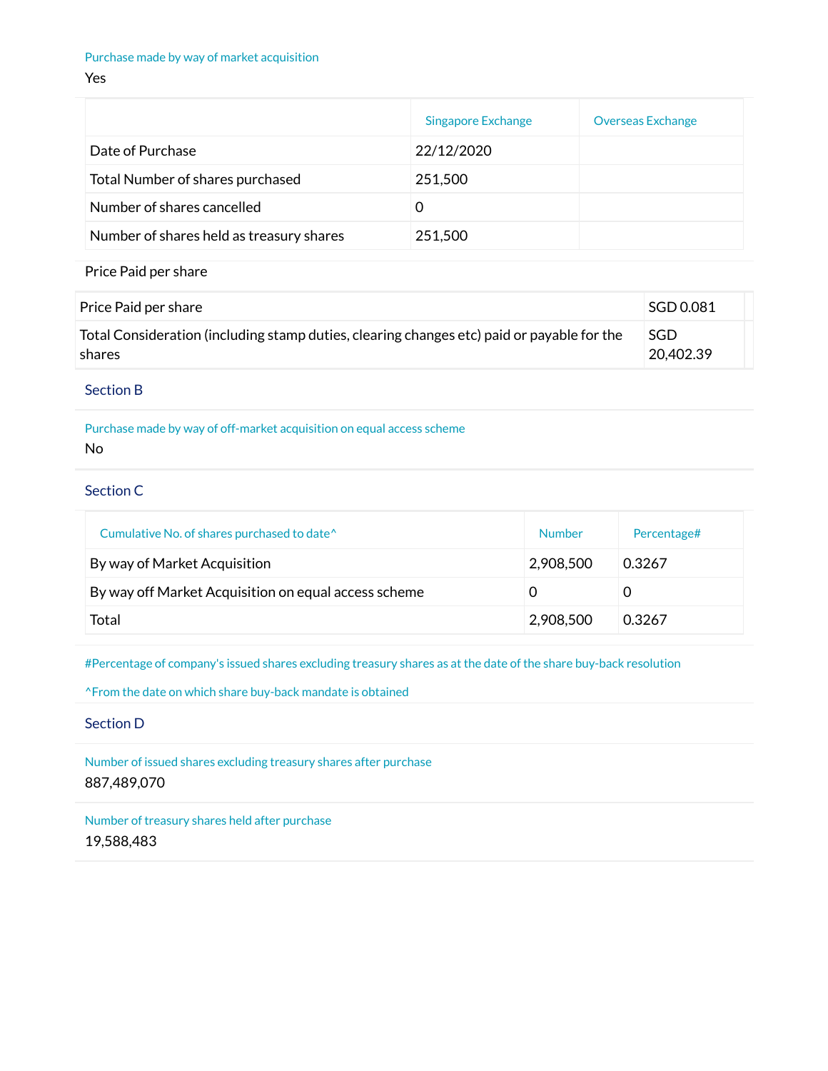Purchase made by way of market acquisition

Yes

| | Singapore Exchange | Overseas Exchange |
|---|---|---|
| Date of Purchase | 22/12/2020 | |
| Total Number of shares purchased | 251,500 | |
| Number of shares cancelled | 0 | |
| Number of shares held as treasury shares | 251,500 | |

Price Paid per share

| | |
|---|---|
| Price Paid per share | SGD 0.081 |
| Total Consideration (including stamp duties, clearing changes etc) paid or payable for the shares | SGD 20,402.39 |

## Section B

Purchase made by way of off-market acquisition on equal access scheme

No

## Section C

| Cumulative No. of shares purchased to date^ | Number | Percentage# |
|---|---|---|
| By way of Market Acquisition | 2,908,500 | 0.3267 |
| By way off Market Acquisition on equal access scheme | 0 | 0 |
| Total | 2,908,500 | 0.3267 |

#Percentage of company's issued shares excluding treasury shares as at the date of the share buy-back resolution

^From the date on which share buy-back mandate is obtained

## Section D

Number of issued shares excluding treasury shares after purchase

887,489,070

Number of treasury shares held after purchase

19,588,483